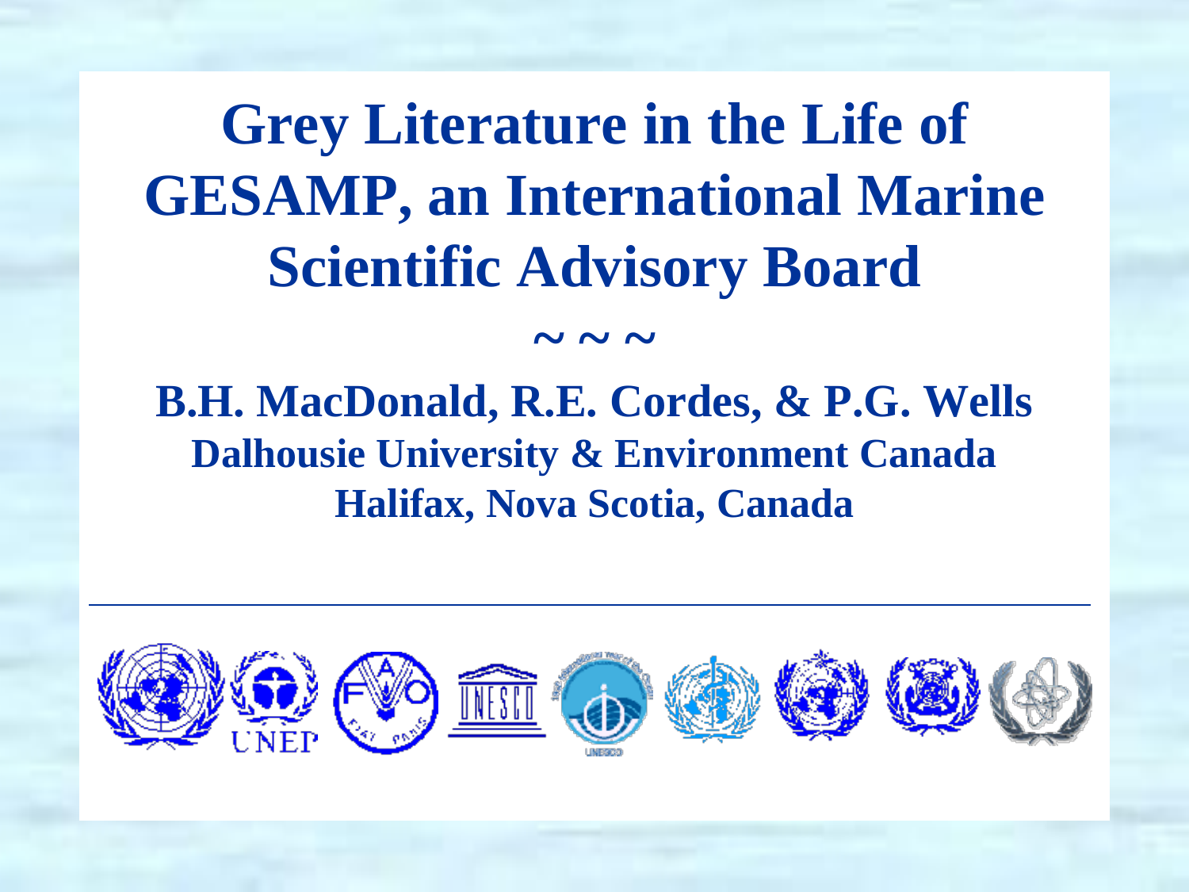# Grey Literature in the Life of GESAMP, an International Marine Scientific Advisory Board

~ ~ ~

**B.H. MacDonald, R.E. Cordes, & P.G. Wells**

**Dalhousie University & Environment Canada**

**Halifax, Nova Scotia, Canada**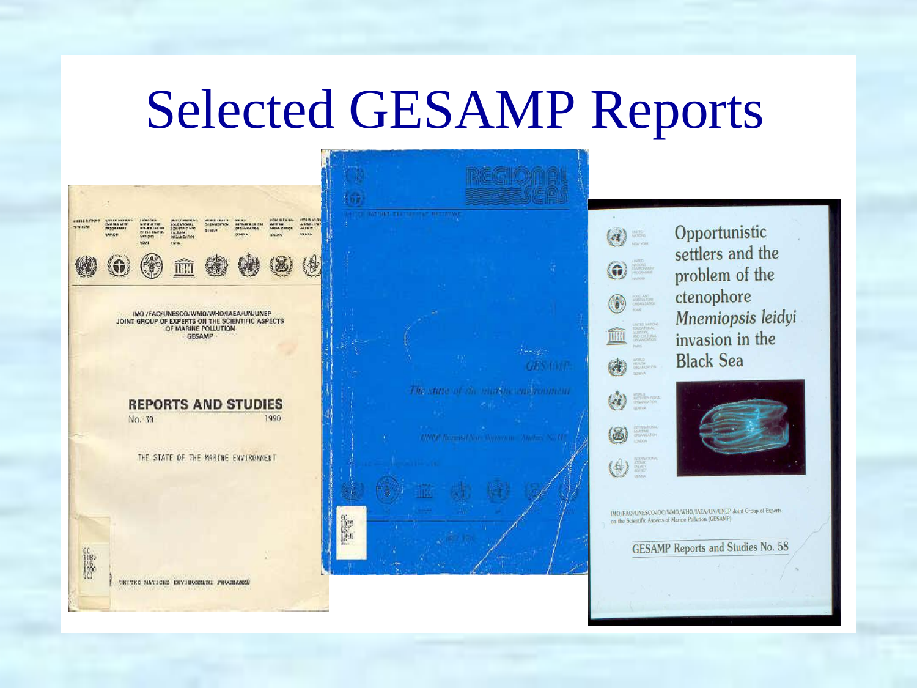# Selected GESAMP Reports

IMO/FAO/UNESCO/WMO/WHO/IAEA/UN/UNEP
JOINT GROUP OF EXPERTS ON THE SCIENTIFIC ASPECTS OF MARINE POLLUTION
GESAMP

**REPORTS AND STUDIES**
No. 39 1990

THE STATE OF THE MARINE ENVIRONMENT

UNITED NATIONS ENVIRONMENT PROGRAMME

REGIONAL SEAS

UNITED NATIONS ENVIRONMENT PROGRAMME

GESAMP

*The state of the marine environment*

*UNEP Regional Seas Reports and Studies No. 115*

Opportunistic settlers and the problem of the ctenophore *Mnemiopsis leidyi* invasion in the Black Sea

IMO/FAO/UNESCO-IOC/WMO/WHO/IAEA/UN/UNEP Joint Group of Experts on the Scientific Aspects of Marine Pollution (GESAMP)

GESAMP Reports and Studies No. 58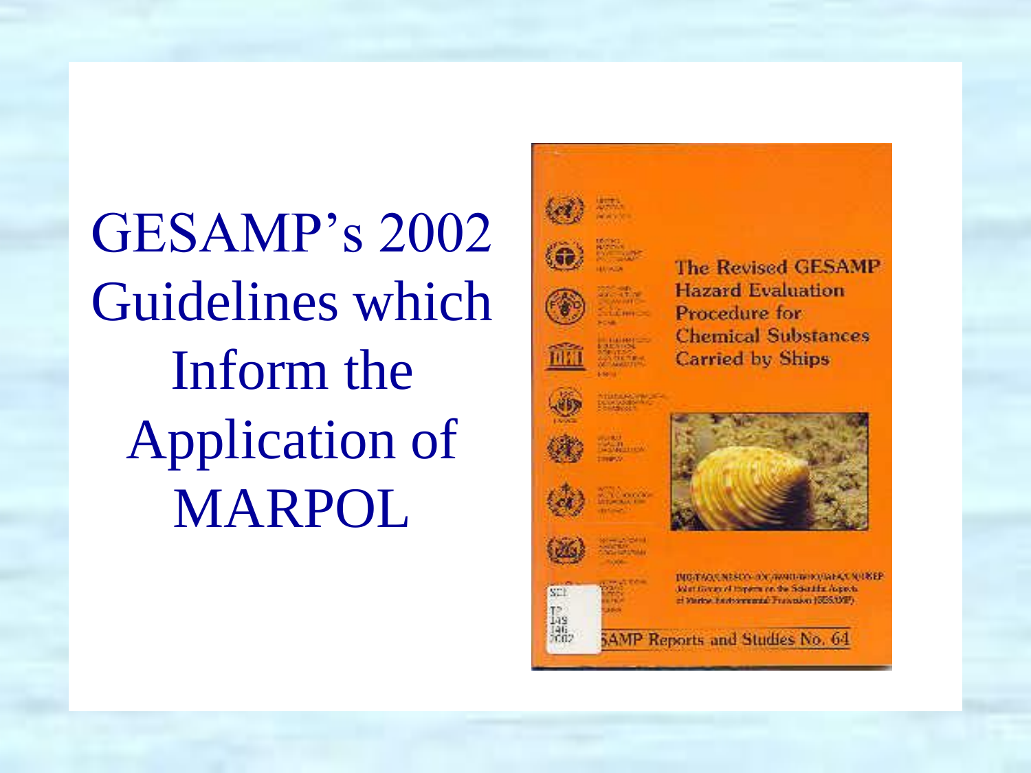# GESAMP's 2002 Guidelines which Inform the Application of MARPOL

The Revised GESAMP Hazard Evaluation Procedure for Chemical Substances Carried by Ships

IMO/FAO/UNESCO-IOC/WMO/WHO/IAEA/UN/UNEP
Joint Group of Experts on the Scientific Aspects of Marine Environmental Protection (GESAMP)

GESAMP Reports and Studies No. 64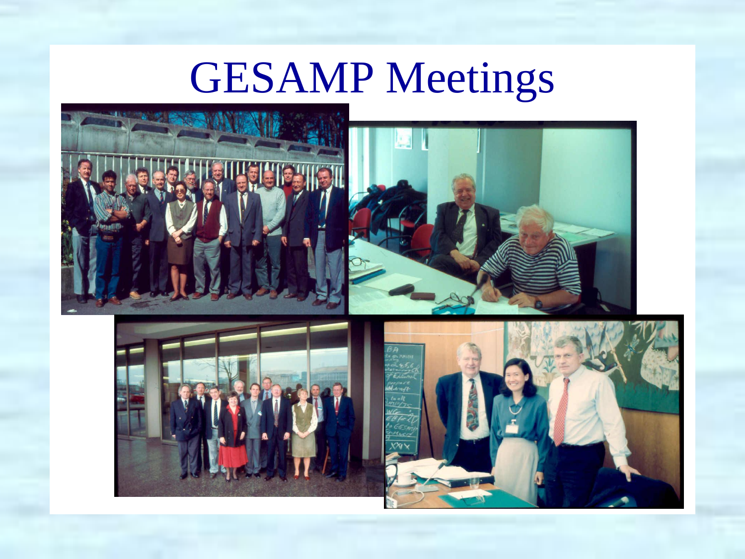# GESAMP Meetings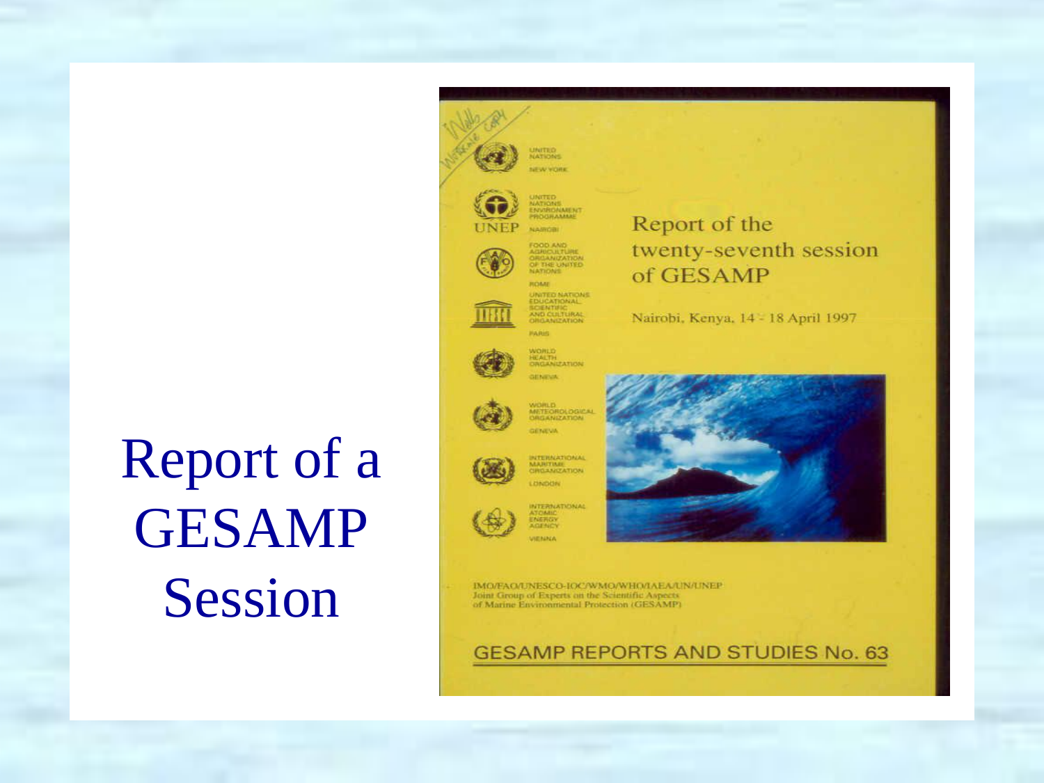# Report of a GESAMP Session

UNITED NATIONS
NEW YORK

UNEP
UNITED NATIONS ENVIRONMENT PROGRAMME
NAIROBI

FOOD AND AGRICULTURE ORGANIZATION OF THE UNITED NATIONS
ROME

UNITED NATIONS EDUCATIONAL, SCIENTIFIC AND CULTURAL ORGANIZATION
PARIS

WORLD HEALTH ORGANIZATION
GENEVA

WORLD METEOROLOGICAL ORGANIZATION
GENEVA

INTERNATIONAL MARITIME ORGANIZATION
LONDON

INTERNATIONAL ATOMIC ENERGY AGENCY
VIENNA

Report of the twenty-seventh session of GESAMP

Nairobi, Kenya, 14 - 18 April 1997

IMO/FAO/UNESCO-IOC/WMO/WHO/IAEA/UN/UNEP
Joint Group of Experts on the Scientific Aspects of Marine Environmental Protection (GESAMP)

GESAMP REPORTS AND STUDIES No. 63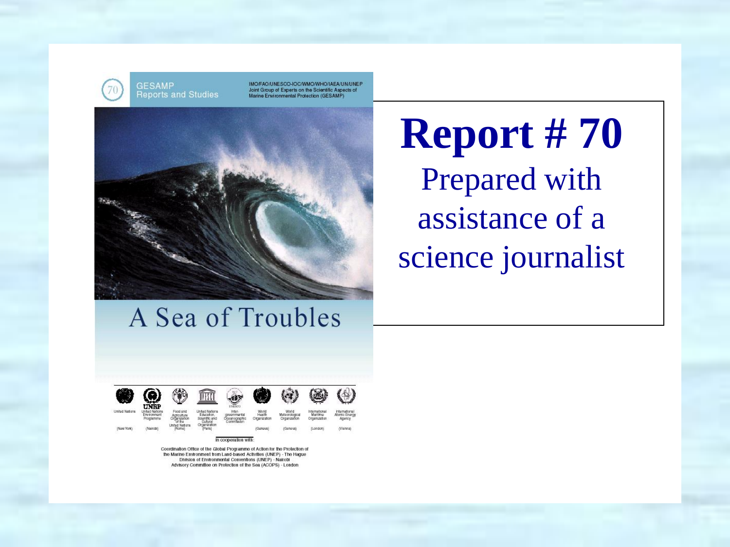GESAMP
Reports and Studies

70

IMO/FAO/UNESCO-IOC/WMO/WHO/IAEA/UN/UNEP
Joint Group of Experts on the Scientific Aspects of Marine Environmental Protection (GESAMP)

# A Sea of Troubles

United Nations (New York) · United Nations Environment Programme (Nairobi) · Food and Agriculture Organization of the United Nations (Rome) · United Nations Educational, Scientific and Cultural Organization (Paris) · Intergovernmental Oceanographic Commission · World Health Organization (Geneva) · World Meteorological Organization (Geneva) · International Maritime Organization (London) · International Atomic Energy Agency (Vienna)

In cooperation with:

Coordination Office of the Global Programme of Action for the Protection of the Marine Environment from Land-based Activities (UNEP) - The Hague
Division of Environmental Conventions (UNEP) - Nairobi
Advisory Committee on Protection of the Sea (ACOPS) - London

# Report # 70

Prepared with assistance of a science journalist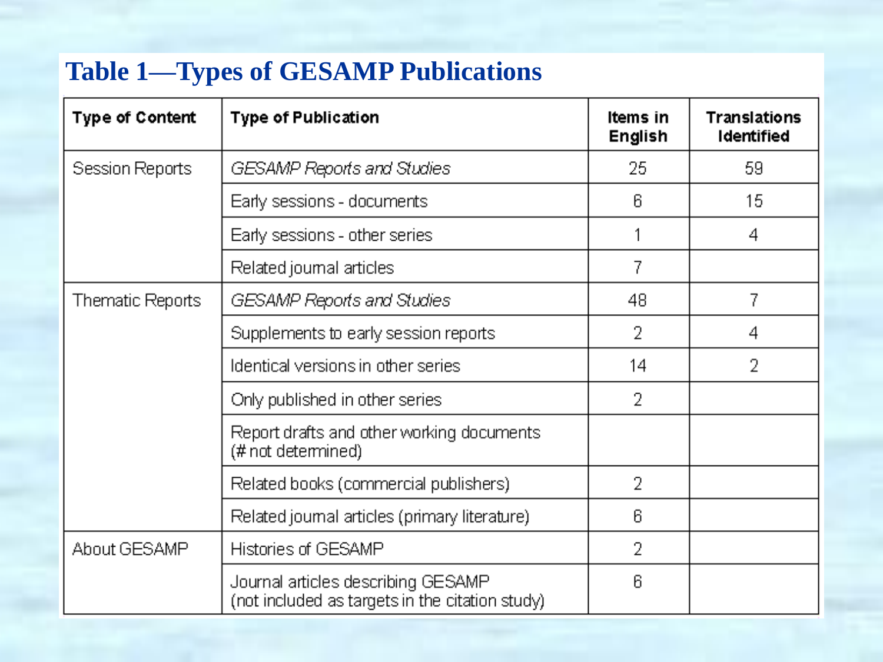## Table 1—Types of GESAMP Publications

| Type of Content | Type of Publication | Items in English | Translations Identified |
|---|---|---|---|
| Session Reports | *GESAMP Reports and Studies* | 25 | 59 |
| | Early sessions - documents | 6 | 15 |
| | Early sessions - other series | 1 | 4 |
| | Related journal articles | 7 | |
| Thematic Reports | *GESAMP Reports and Studies* | 48 | 7 |
| | Supplements to early session reports | 2 | 4 |
| | Identical versions in other series | 14 | 2 |
| | Only published in other series | 2 | |
| | Report drafts and other working documents (# not determined) | | |
| | Related books (commercial publishers) | 2 | |
| | Related journal articles (primary literature) | 6 | |
| About GESAMP | Histories of GESAMP | 2 | |
| | Journal articles describing GESAMP (not included as targets in the citation study) | 6 | |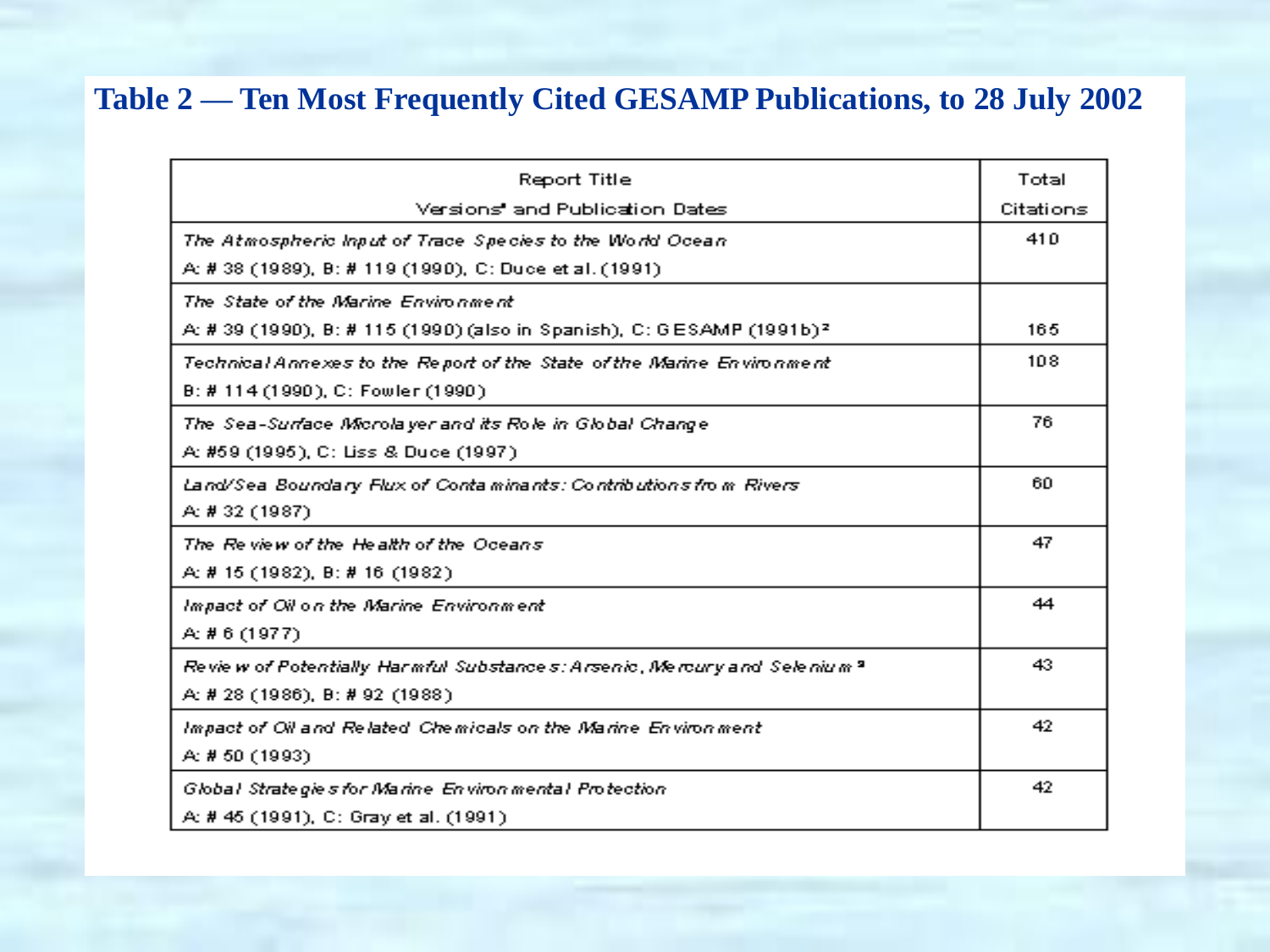# Table 2 — Ten Most Frequently Cited GESAMP Publications, to 28 July 2002

| Report Title<br>Versions* and Publication Dates | Total Citations |
|---|---|
| *The Atmospheric Input of Trace Species to the World Ocean*<br>A: # 38 (1989), B: # 119 (1990), C: Duce et al. (1991) | 410 |
| *The State of the Marine Environment*<br>A: # 39 (1990), B: # 115 (1990) (also in Spanish), C: GESAMP (1991b)[2] | 165 |
| *Technical Annexes to the Report of the State of the Marine Environment*<br>B: # 114 (1990), C: Fowler (1990) | 108 |
| *The Sea-Surface Microlayer and its Role in Global Change*<br>A: #59 (1995), C: Liss & Duce (1997) | 76 |
| *Land/Sea Boundary Flux of Contaminants: Contributions from Rivers*<br>A: # 32 (1987) | 60 |
| *The Review of the Health of the Oceans*<br>A: # 15 (1982), B: # 16 (1982) | 47 |
| *Impact of Oil on the Marine Environment*<br>A: # 6 (1977) | 44 |
| *Review of Potentially Harmful Substances: Arsenic, Mercury and Selenium*[3]<br>A: # 28 (1986), B: # 92 (1988) | 43 |
| *Impact of Oil and Related Chemicals on the Marine Environment*<br>A: # 50 (1993) | 42 |
| *Global Strategies for Marine Environmental Protection*<br>A: # 45 (1991), C: Gray et al. (1991) | 42 |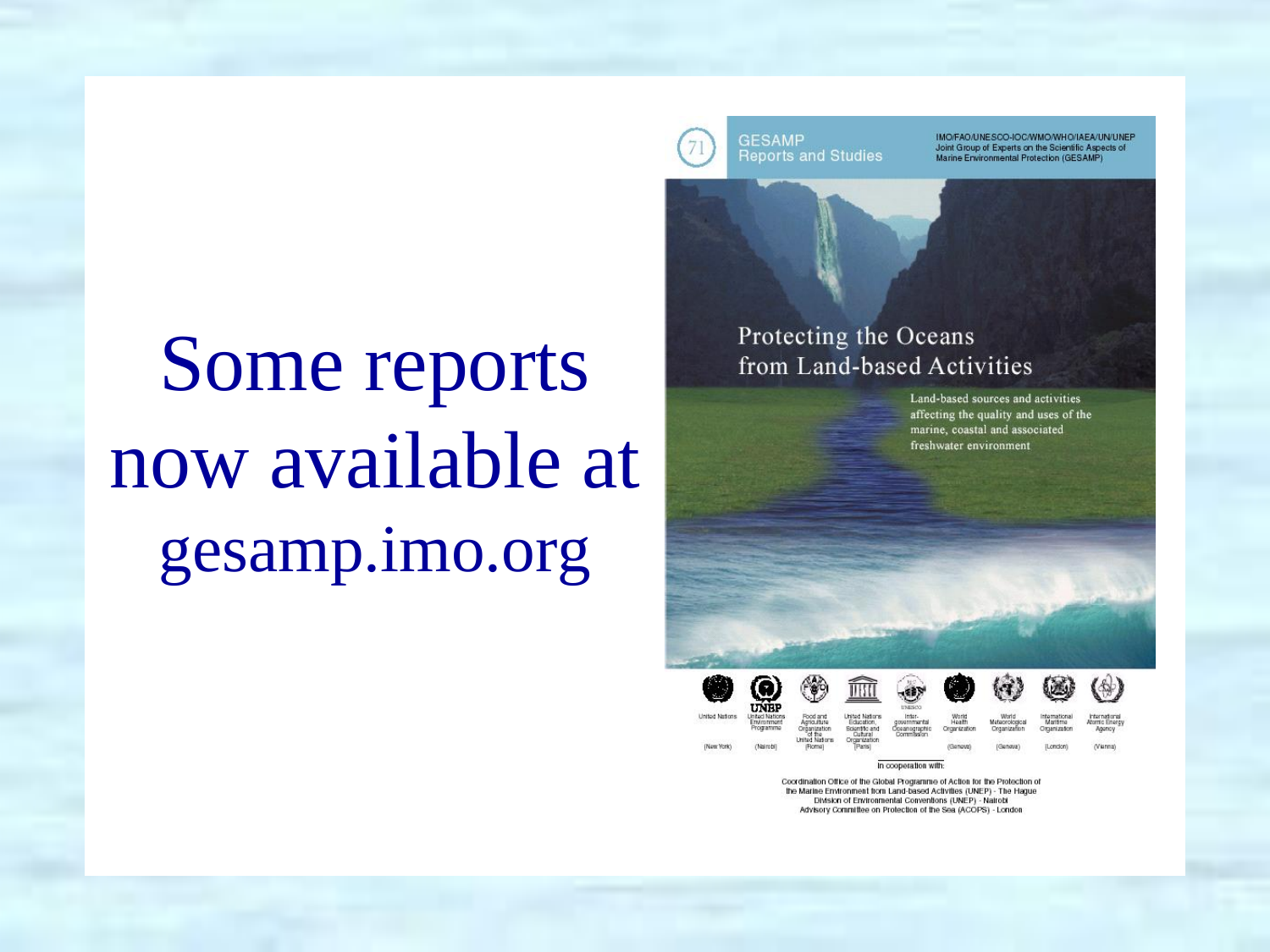# Some reports now available at gesamp.imo.org

71

GESAMP Reports and Studies

IMO/FAO/UNESCO-IOC/WMO/WHO/IAEA/UN/UNEP Joint Group of Experts on the Scientific Aspects of Marine Environmental Protection (GESAMP)

Protecting the Oceans from Land-based Activities

Land-based sources and activities affecting the quality and uses of the marine, coastal and associated freshwater environment

United Nations (New York) · United Nations Environment Programme (Nairobi) · Food and Agriculture Organization of the United Nations (Rome) · United Nations Educational, Scientific and Cultural Organization (Paris) · Intergovernmental Oceanographic Commission · World Health Organization (Geneva) · World Meteorological Organization (Geneva) · International Maritime Organization (London) · International Atomic Energy Agency (Vienna)

In cooperation with:

Coordination Office of the Global Programme of Action for the Protection of the Marine Environment from Land-based Activities (UNEP) - The Hague
Division of Environmental Conventions (UNEP) - Nairobi
Advisory Committee on Protection of the Sea (ACOPS) - London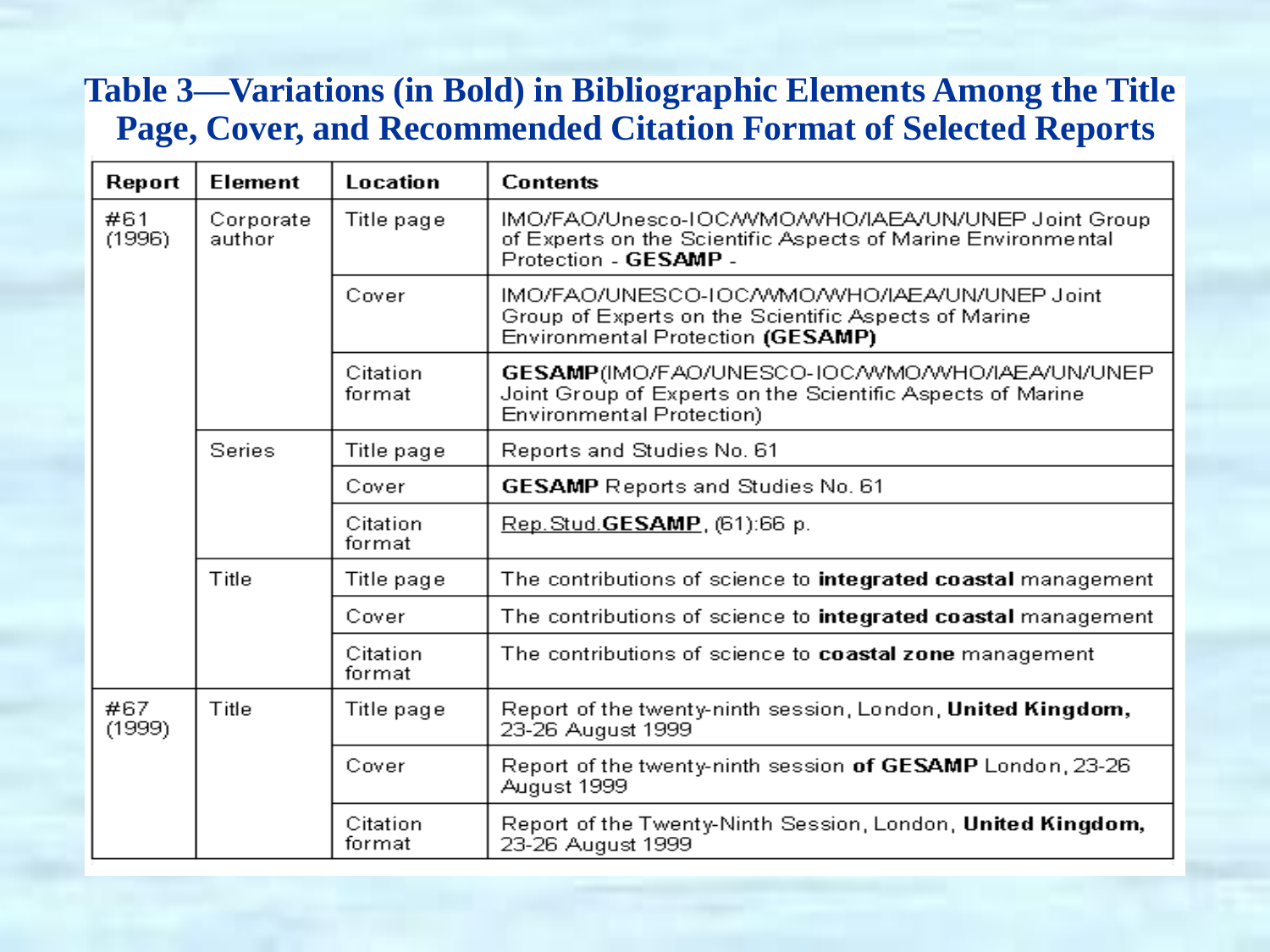# Table 3—Variations (in Bold) in Bibliographic Elements Among the Title Page, Cover, and Recommended Citation Format of Selected Reports

| Report | Element | Location | Contents |
|---|---|---|---|
| #61 (1996) | Corporate author | Title page | IMO/FAO/Unesco-IOC/WMO/WHO/IAEA/UN/UNEP Joint Group of Experts on the Scientific Aspects of Marine Environmental Protection - **GESAMP** - |
| | | Cover | IMO/FAO/UNESCO-IOC/WMO/WHO/IAEA/UN/UNEP Joint Group of Experts on the Scientific Aspects of Marine Environmental Protection **(GESAMP)** |
| | | Citation format | **GESAMP**(IMO/FAO/UNESCO-IOC/WMO/WHO/IAEA/UN/UNEP Joint Group of Experts on the Scientific Aspects of Marine Environmental Protection) |
| | Series | Title page | Reports and Studies No. 61 |
| | | Cover | **GESAMP** Reports and Studies No. 61 |
| | | Citation format | Rep.Stud.**GESAMP**, (61):66 p. |
| | Title | Title page | The contributions of science to **integrated coastal** management |
| | | Cover | The contributions of science to **integrated coastal** management |
| | | Citation format | The contributions of science to **coastal zone** management |
| #67 (1999) | Title | Title page | Report of the twenty-ninth session, London, **United Kingdom,** 23-26 August 1999 |
| | | Cover | Report of the twenty-ninth session **of GESAMP** London, 23-26 August 1999 |
| | | Citation format | Report of the Twenty-Ninth Session, London, **United Kingdom,** 23-26 August 1999 |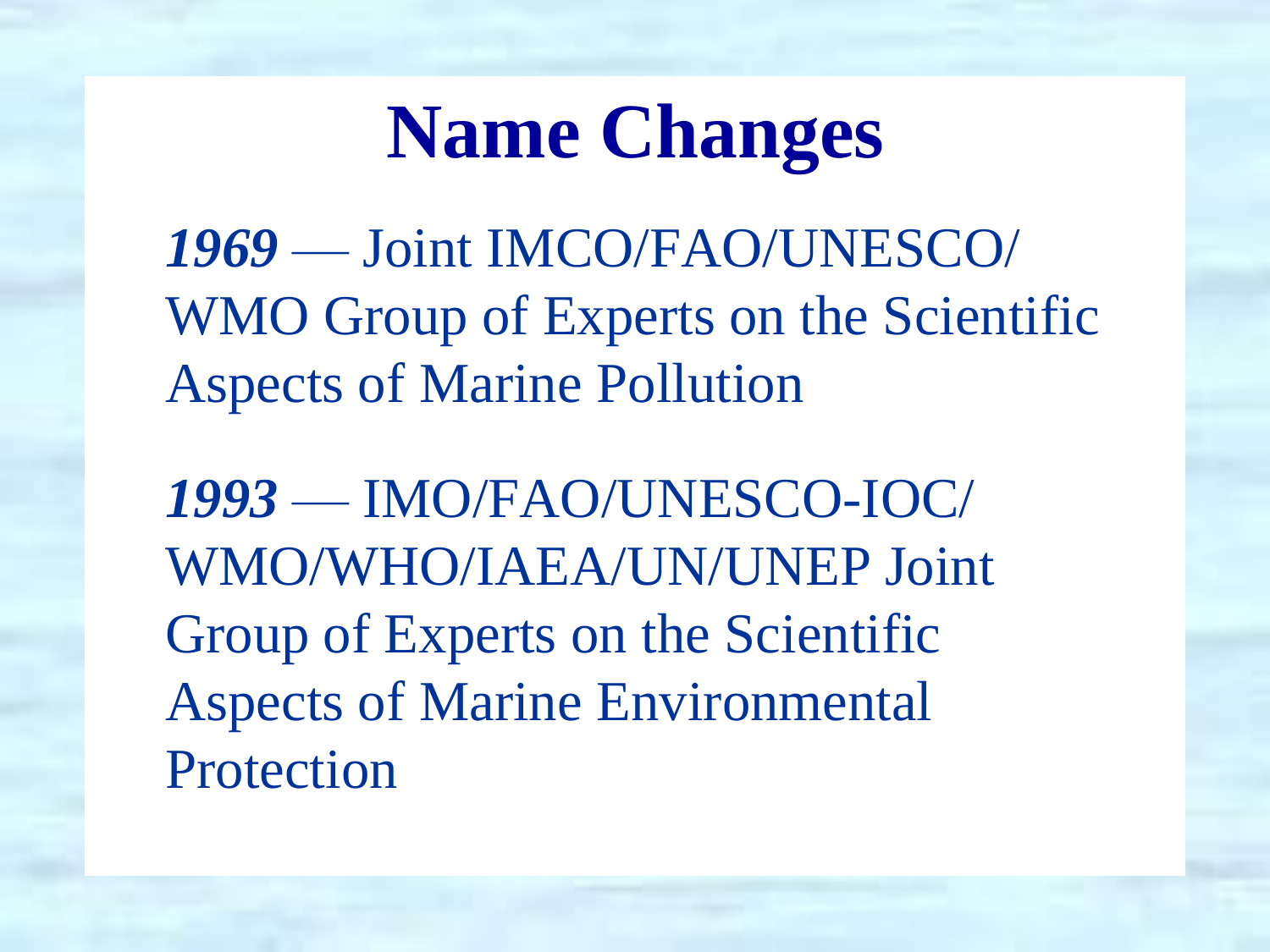# Name Changes

***1969*** — Joint IMCO/FAO/UNESCO/ WMO Group of Experts on the Scientific Aspects of Marine Pollution

***1993*** — IMO/FAO/UNESCO-IOC/ WMO/WHO/IAEA/UN/UNEP Joint Group of Experts on the Scientific Aspects of Marine Environmental Protection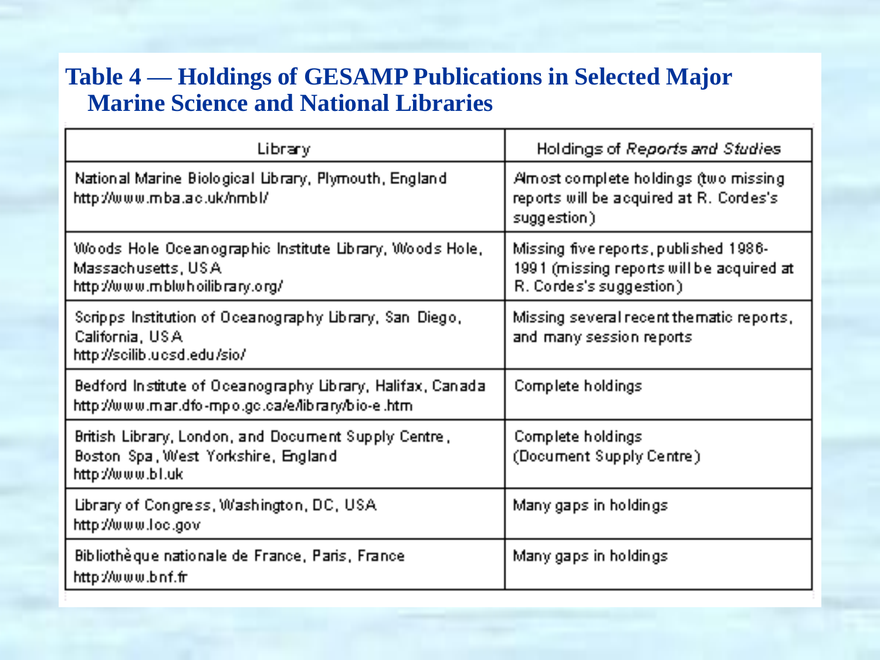## Table 4 — Holdings of GESAMP Publications in Selected Major Marine Science and National Libraries

| Library | Holdings of *Reports and Studies* |
|---|---|
| National Marine Biological Library, Plymouth, England http://www.mba.ac.uk/nmbl/ | Almost complete holdings (two missing reports will be acquired at R. Cordes's suggestion) |
| Woods Hole Oceanographic Institute Library, Woods Hole, Massachusetts, USA http://www.mblwhoilibrary.org/ | Missing five reports, published 1986-1991 (missing reports will be acquired at R. Cordes's suggestion) |
| Scripps Institution of Oceanography Library, San Diego, California, USA http://scilib.ucsd.edu/sio/ | Missing several recent thematic reports, and many session reports |
| Bedford Institute of Oceanography Library, Halifax, Canada http://www.mar.dfo-mpo.gc.ca/e/library/bio-e.htm | Complete holdings |
| British Library, London, and Document Supply Centre, Boston Spa, West Yorkshire, England http://www.bl.uk | Complete holdings (Document Supply Centre) |
| Library of Congress, Washington, DC, USA http://www.loc.gov | Many gaps in holdings |
| Bibliothèque nationale de France, Paris, France http://www.bnf.fr | Many gaps in holdings |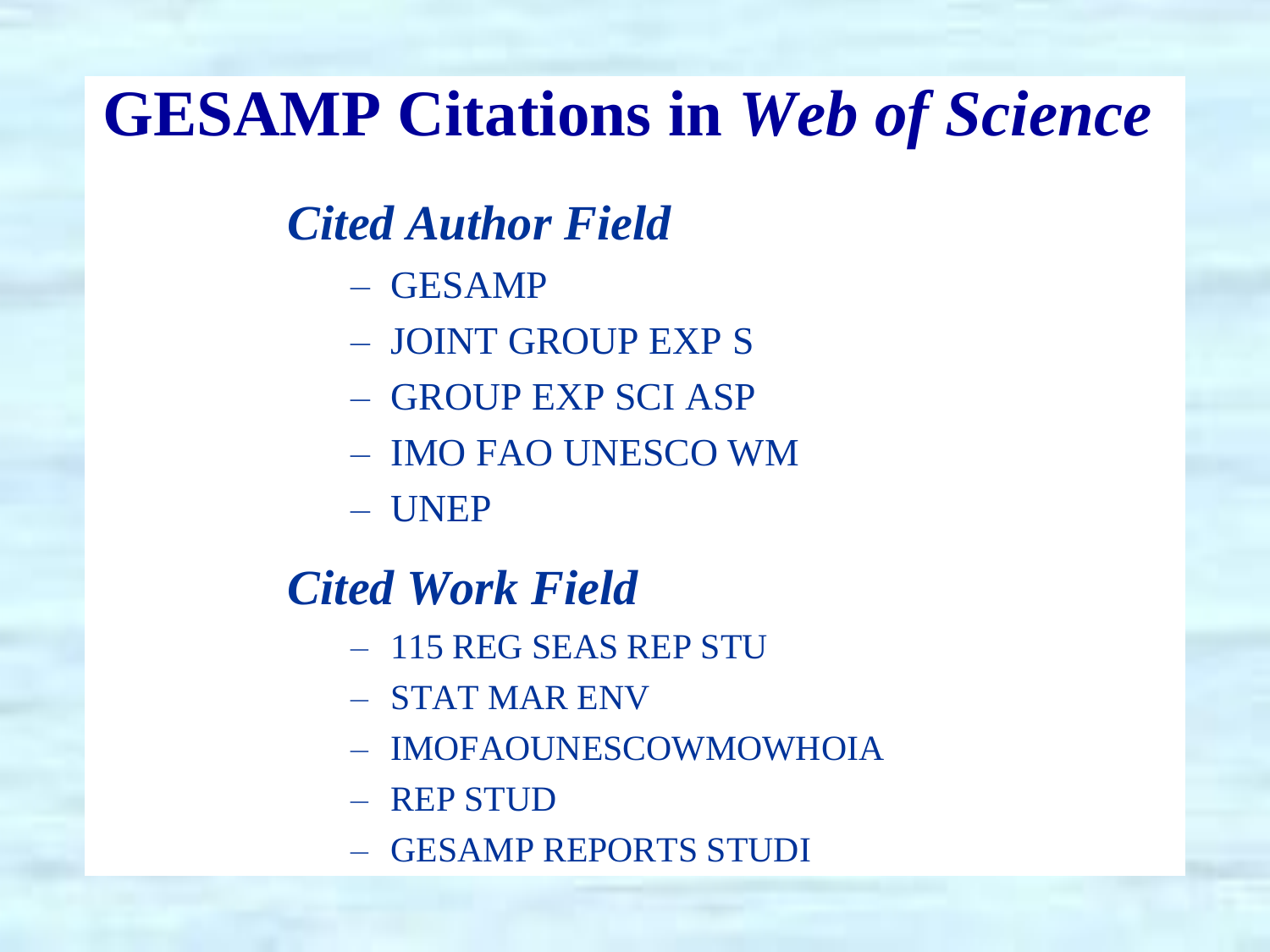# GESAMP Citations in *Web of Science*

## *Cited Author Field*

- GESAMP
- JOINT GROUP EXP S
- GROUP EXP SCI ASP
- IMO FAO UNESCO WM
- UNEP

## *Cited Work Field*

- 115 REG SEAS REP STU
- STAT MAR ENV
- IMOFAOUNESCOWMOWHOIA
- REP STUD
- GESAMP REPORTS STUDI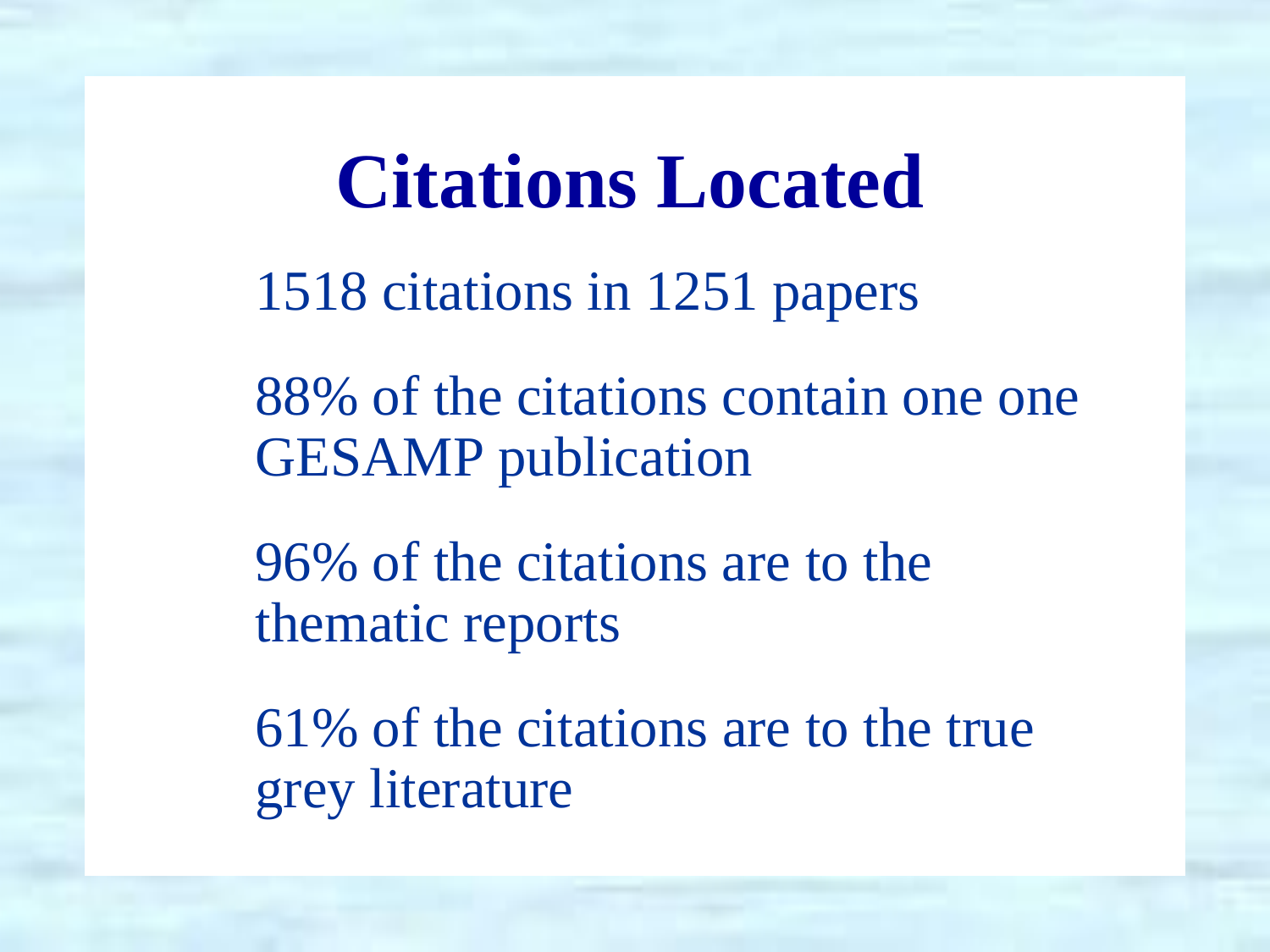# Citations Located

1518 citations in 1251 papers

88% of the citations contain one one GESAMP publication

96% of the citations are to the thematic reports

61% of the citations are to the true grey literature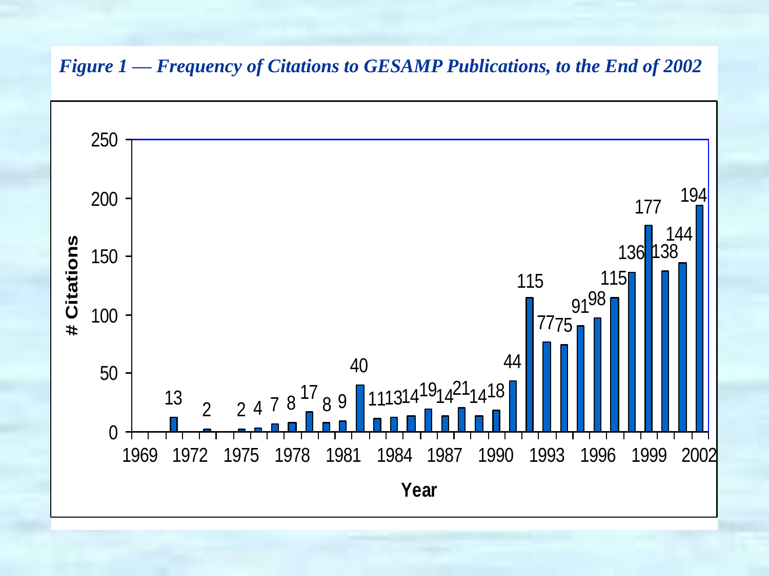*Figure 1 — Frequency of Citations to GESAMP Publications, to the End of 2002*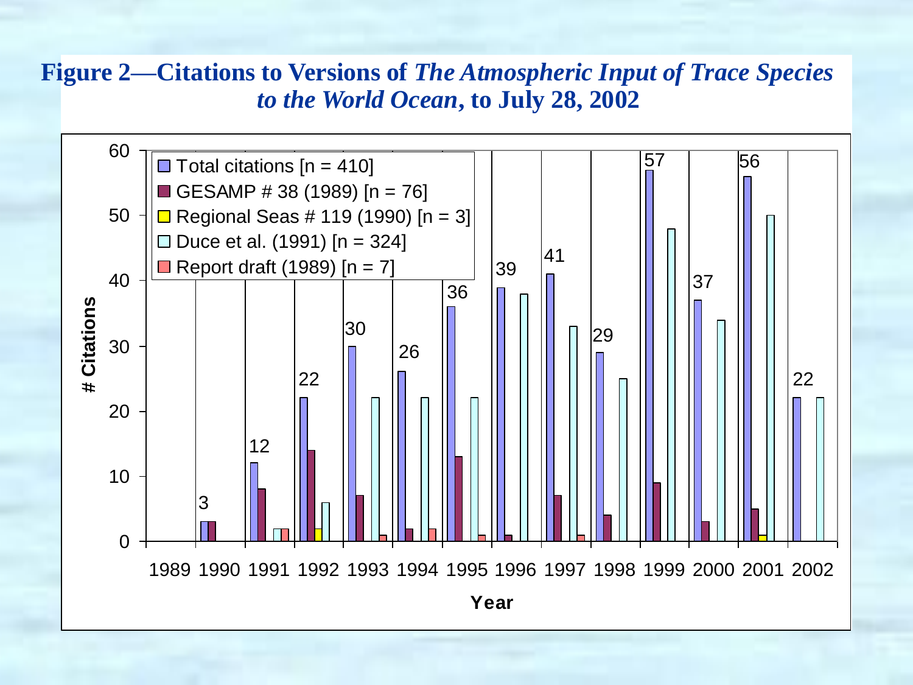**Figure 2—Citations to Versions of *The Atmospheric Input of Trace Species to the World Ocean*, to July 28, 2002**

Legend:

- Total citations [n = 410]
- GESAMP # 38 (1989) [n = 76]
- Regional Seas # 119 (1990) [n = 3]
- Duce et al. (1991) [n = 324]
- Report draft (1989) [n = 7]

| Year | Total citations |
| --- | --- |
| 1989 | |
| 1990 | 3 |
| 1991 | 12 |
| 1992 | 22 |
| 1993 | 30 |
| 1994 | 26 |
| 1995 | 36 |
| 1996 | 39 |
| 1997 | 41 |
| 1998 | 29 |
| 1999 | 57 |
| 2000 | 37 |
| 2001 | 56 |
| 2002 | 22 |

Y-axis: # Citations; X-axis: Year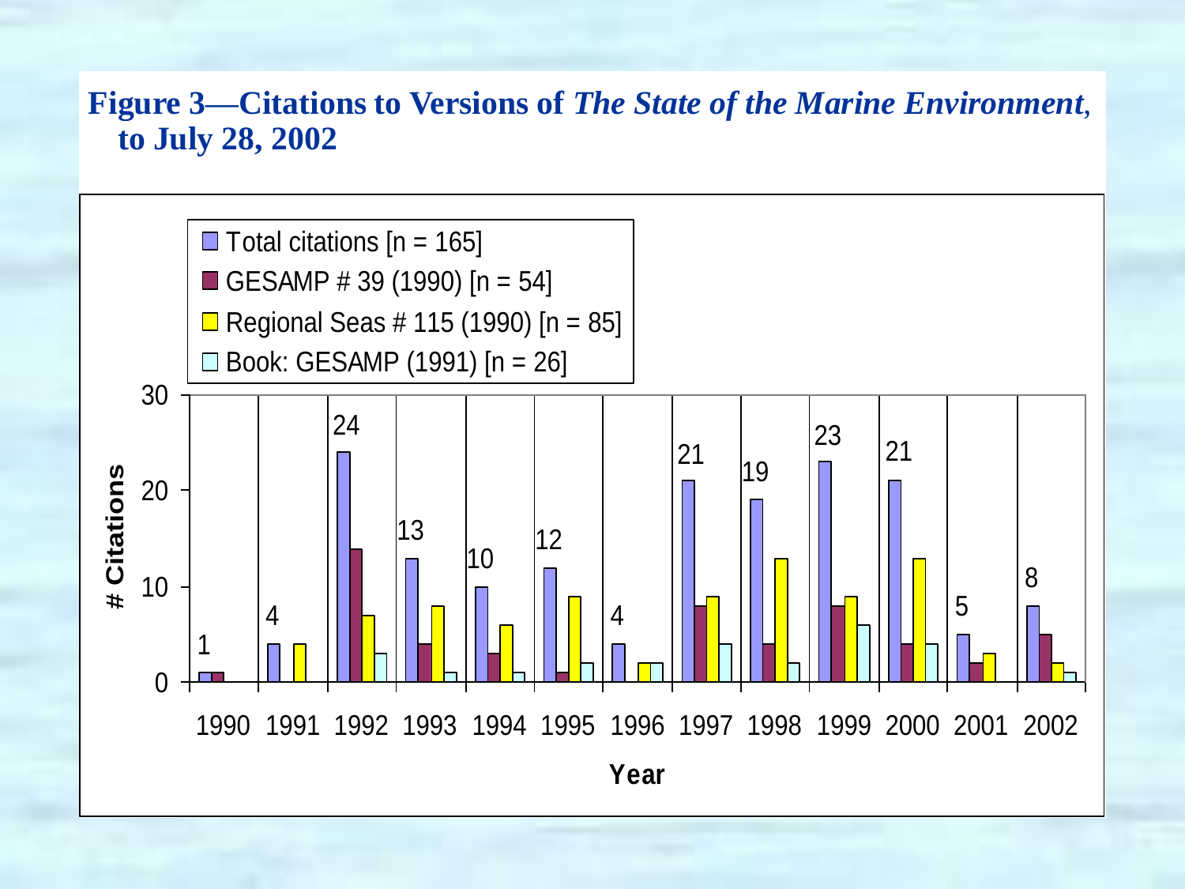**Figure 3—Citations to Versions of *The State of the Marine Environment*, to July 28, 2002**

| Year | Total citations [n = 165] | GESAMP # 39 (1990) [n = 54] | Regional Seas # 115 (1990) [n = 85] | Book: GESAMP (1991) [n = 26] |
|---|---|---|---|---|
| 1990 | 1 | 1 | 0 | 0 |
| 1991 | 4 | 0 | 4 | 0 |
| 1992 | 24 | 14 | 7 | 3 |
| 1993 | 13 | 4 | 8 | 1 |
| 1994 | 10 | 3 | 6 | 1 |
| 1995 | 12 | 1 | 9 | 2 |
| 1996 | 4 | 0 | 2 | 2 |
| 1997 | 21 | 8 | 9 | 4 |
| 1998 | 19 | 4 | 13 | 2 |
| 1999 | 23 | 8 | 9 | 6 |
| 2000 | 21 | 4 | 13 | 4 |
| 2001 | 5 | 2 | 3 | 0 |
| 2002 | 8 | 5 | 2 | 1 |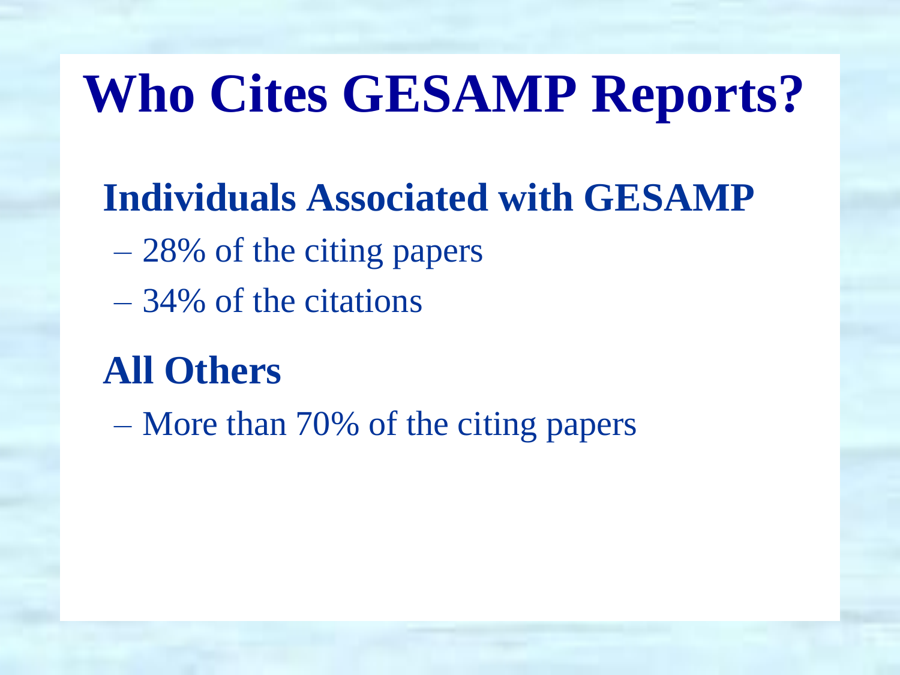# Who Cites GESAMP Reports?

## Individuals Associated with GESAMP

- 28% of the citing papers
- 34% of the citations

## All Others

- More than 70% of the citing papers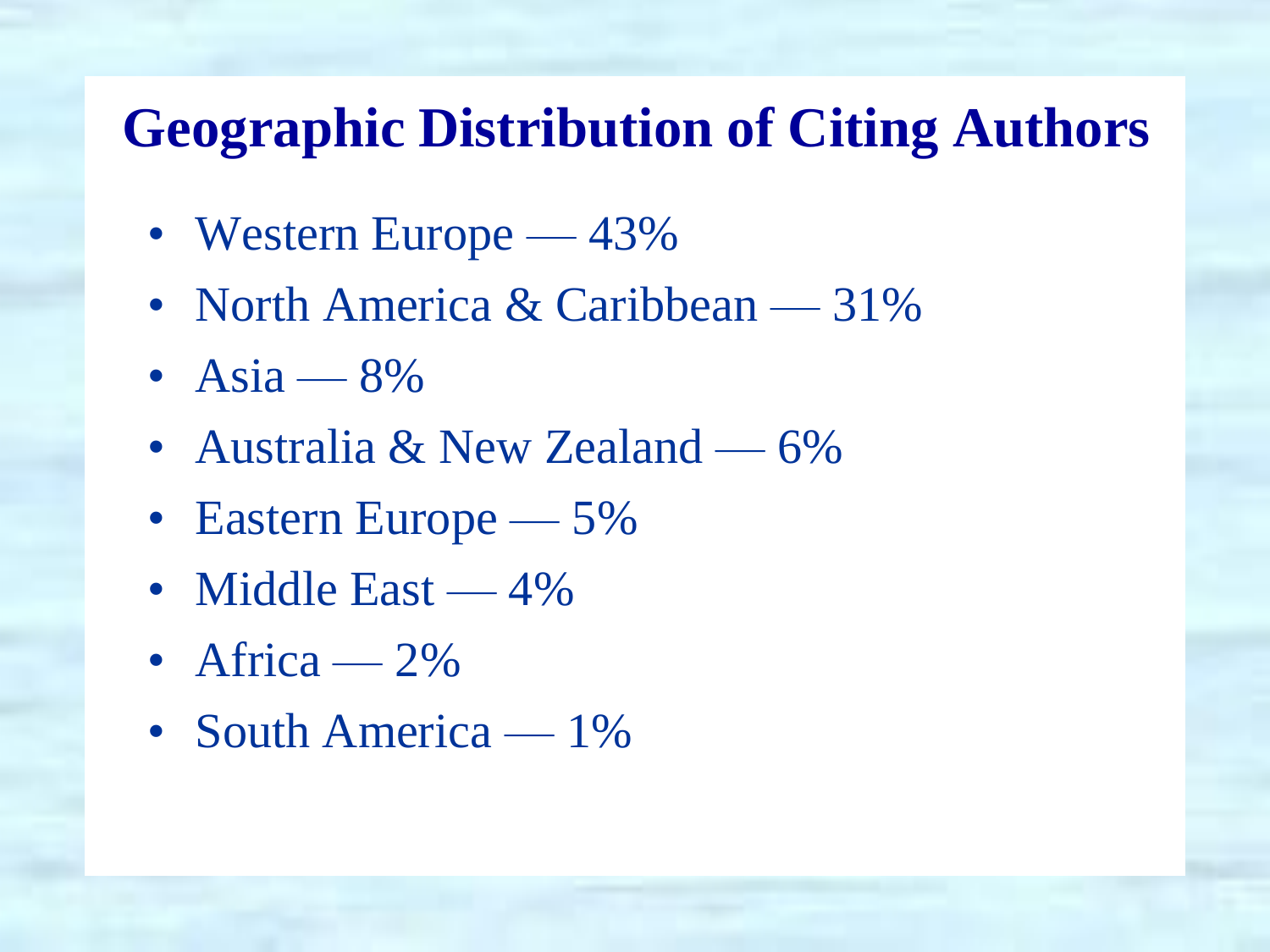# Geographic Distribution of Citing Authors

- Western Europe — 43%
- North America & Caribbean — 31%
- Asia — 8%
- Australia & New Zealand — 6%
- Eastern Europe — 5%
- Middle East — 4%
- Africa — 2%
- South America — 1%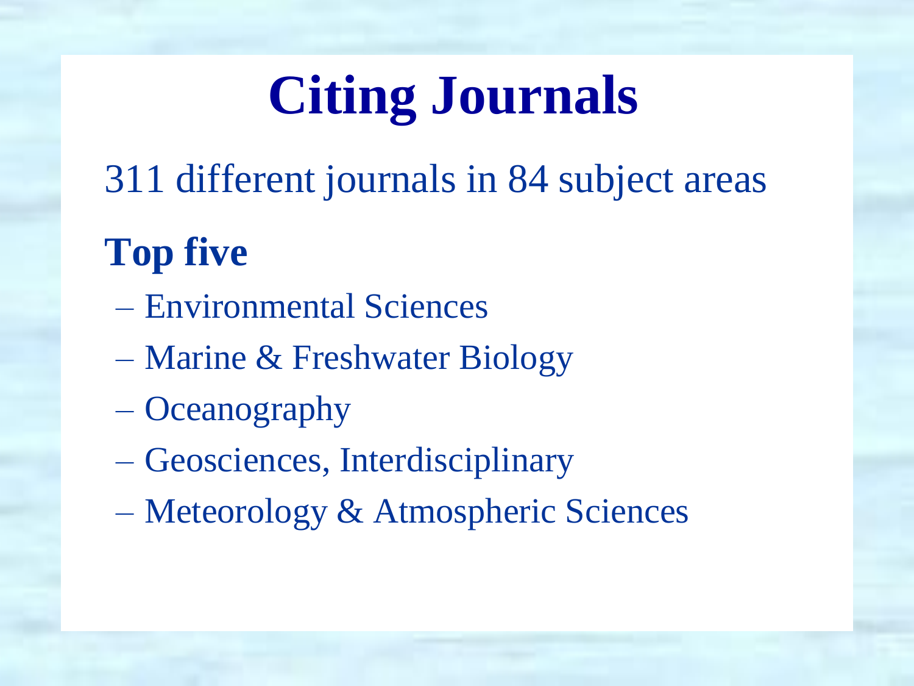# Citing Journals

311 different journals in 84 subject areas

**Top five**

- Environmental Sciences
- Marine & Freshwater Biology
- Oceanography
- Geosciences, Interdisciplinary
- Meteorology & Atmospheric Sciences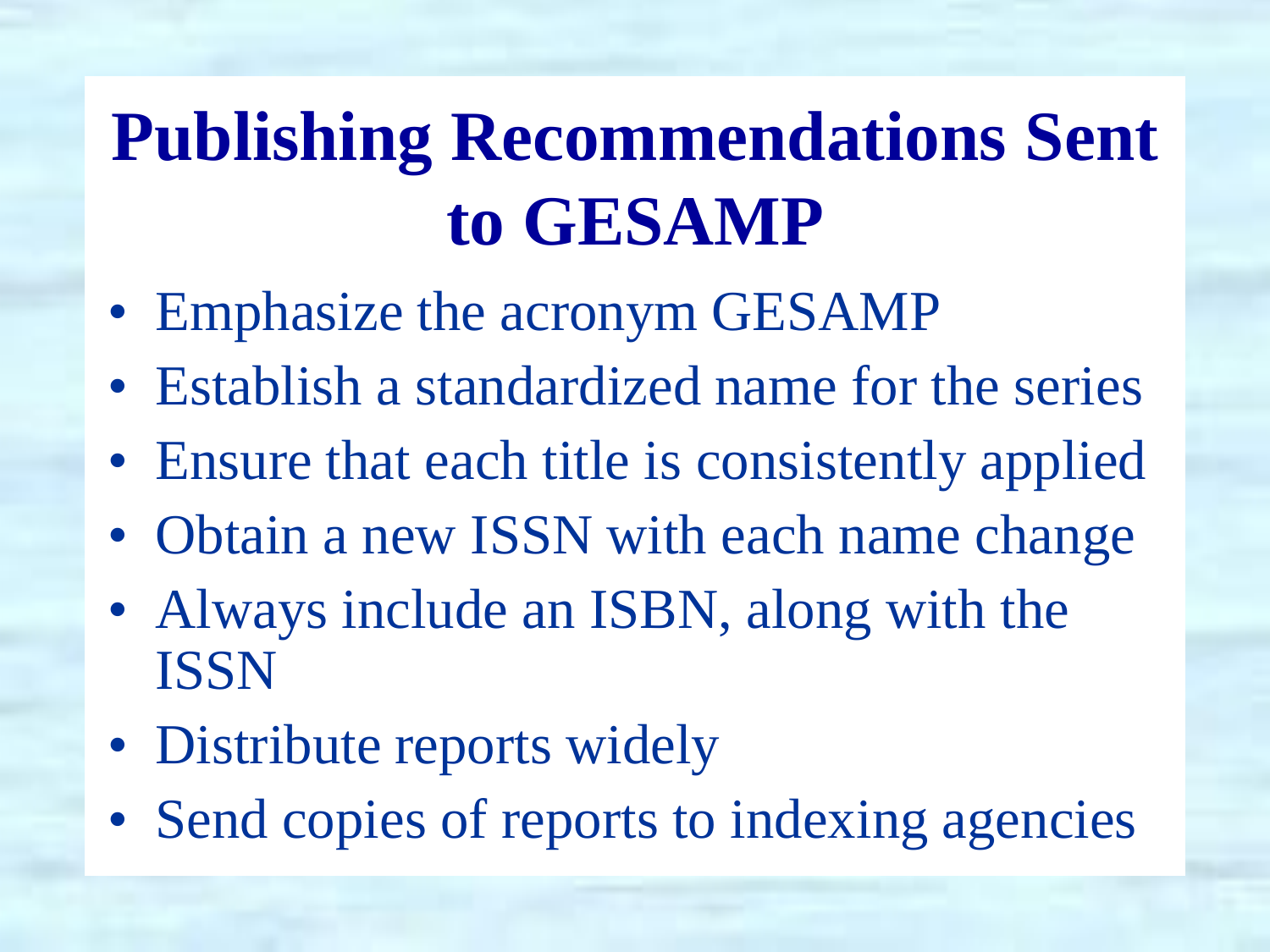# Publishing Recommendations Sent to GESAMP

- Emphasize the acronym GESAMP
- Establish a standardized name for the series
- Ensure that each title is consistently applied
- Obtain a new ISSN with each name change
- Always include an ISBN, along with the ISSN
- Distribute reports widely
- Send copies of reports to indexing agencies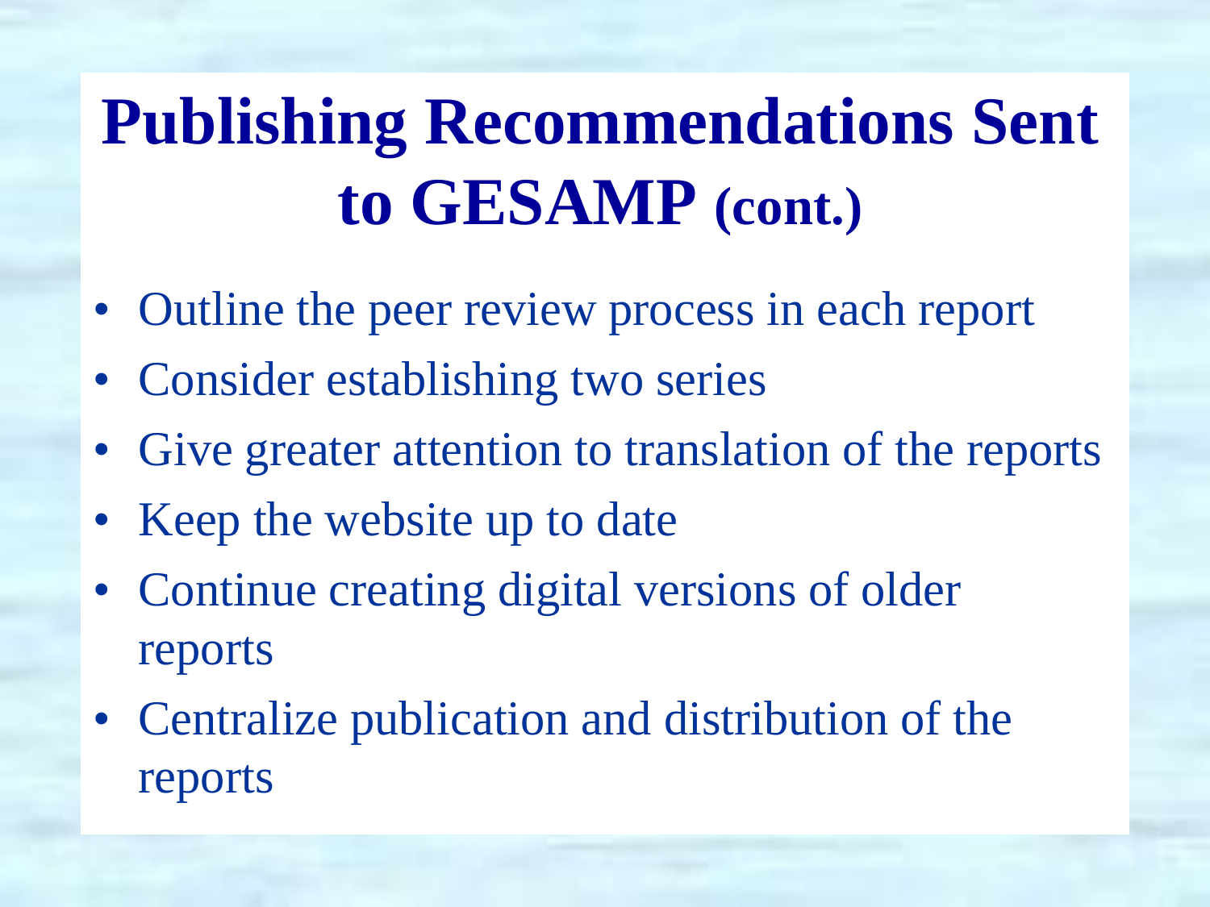# Publishing Recommendations Sent to GESAMP (cont.)

- Outline the peer review process in each report
- Consider establishing two series
- Give greater attention to translation of the reports
- Keep the website up to date
- Continue creating digital versions of older reports
- Centralize publication and distribution of the reports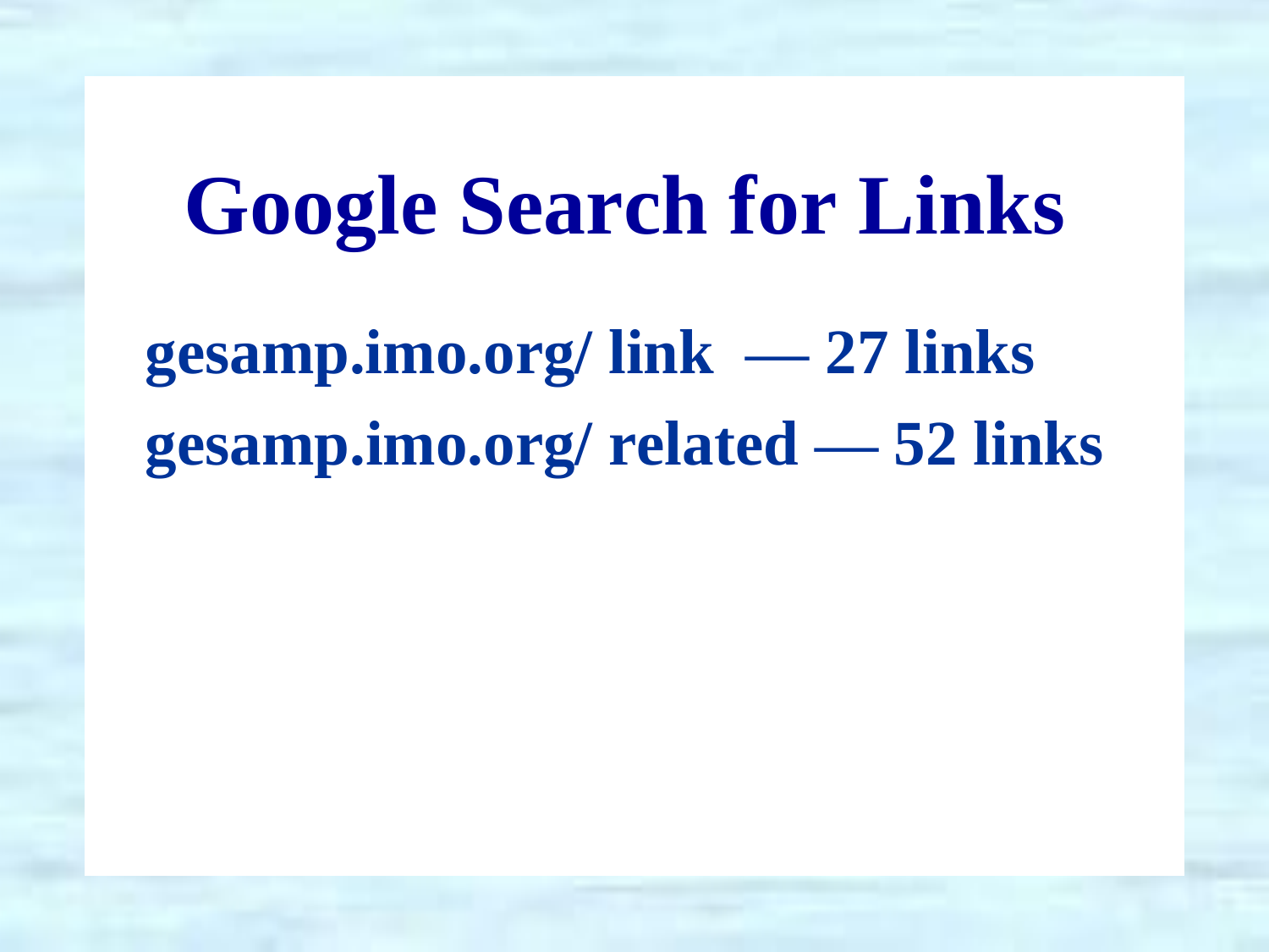# Google Search for Links

gesamp.imo.org/ link — 27 links

gesamp.imo.org/ related — 52 links